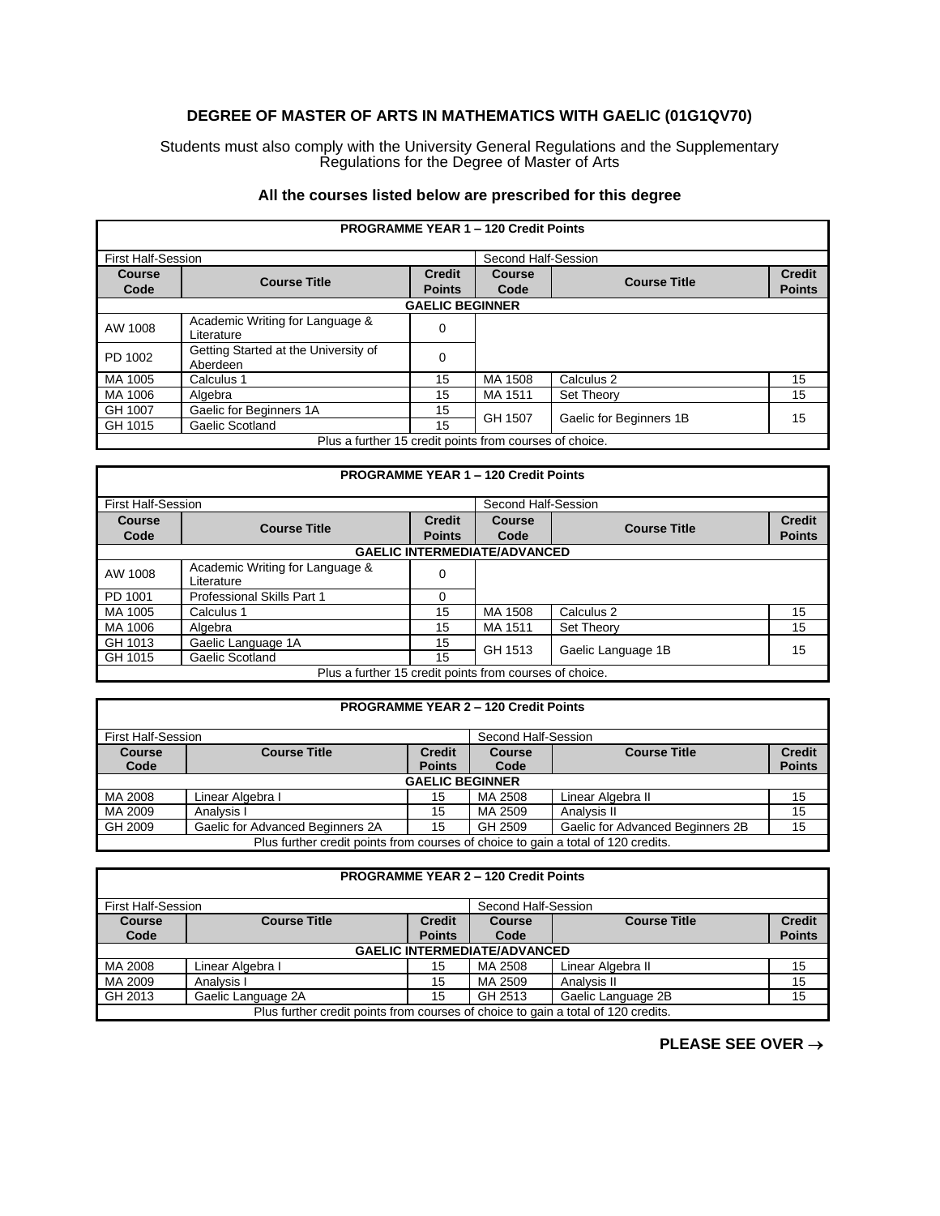# DEGREE OF MASTER OF ARTS IN MATHEMATICS WITH GAELIC (01G1QV70)

Students must also comply with the University General Regulations and the Supplementary Regulations for the Degree of Master of Arts

**All the courses listed below are prescribed for this degree**

| PROGRAMME YEAR 1 – 120 Credit Points | | | | | |
|---|---|---|---|---|---|
| First Half-Session | | | Second Half-Session | | |
| **Course Code** | **Course Title** | **Credit Points** | **Course Code** | **Course Title** | **Credit Points** |
| **GAELIC BEGINNER** | | | | | |
| AW 1008 | Academic Writing for Language & Literature | 0 | | | |
| PD 1002 | Getting Started at the University of Aberdeen | 0 | | | |
| MA 1005 | Calculus 1 | 15 | MA 1508 | Calculus 2 | 15 |
| MA 1006 | Algebra | 15 | MA 1511 | Set Theory | 15 |
| GH 1007 | Gaelic for Beginners 1A | 15 | GH 1507 | Gaelic for Beginners 1B | 15 |
| GH 1015 | Gaelic Scotland | 15 | | | |
| Plus a further 15 credit points from courses of choice. | | | | | |

| PROGRAMME YEAR 1 – 120 Credit Points | | | | | |
|---|---|---|---|---|---|
| First Half-Session | | | Second Half-Session | | |
| **Course Code** | **Course Title** | **Credit Points** | **Course Code** | **Course Title** | **Credit Points** |
| **GAELIC INTERMEDIATE/ADVANCED** | | | | | |
| AW 1008 | Academic Writing for Language & Literature | 0 | | | |
| PD 1001 | Professional Skills Part 1 | 0 | | | |
| MA 1005 | Calculus 1 | 15 | MA 1508 | Calculus 2 | 15 |
| MA 1006 | Algebra | 15 | MA 1511 | Set Theory | 15 |
| GH 1013 | Gaelic Language 1A | 15 | GH 1513 | Gaelic Language 1B | 15 |
| GH 1015 | Gaelic Scotland | 15 | | | |
| Plus a further 15 credit points from courses of choice. | | | | | |

| PROGRAMME YEAR 2 – 120 Credit Points | | | | | |
|---|---|---|---|---|---|
| First Half-Session | | | Second Half-Session | | |
| **Course Code** | **Course Title** | **Credit Points** | **Course Code** | **Course Title** | **Credit Points** |
| **GAELIC BEGINNER** | | | | | |
| MA 2008 | Linear Algebra I | 15 | MA 2508 | Linear Algebra II | 15 |
| MA 2009 | Analysis I | 15 | MA 2509 | Analysis II | 15 |
| GH 2009 | Gaelic for Advanced Beginners 2A | 15 | GH 2509 | Gaelic for Advanced Beginners 2B | 15 |
| Plus further credit points from courses of choice to gain a total of 120 credits. | | | | | |

| PROGRAMME YEAR 2 – 120 Credit Points | | | | | |
|---|---|---|---|---|---|
| First Half-Session | | | Second Half-Session | | |
| **Course Code** | **Course Title** | **Credit Points** | **Course Code** | **Course Title** | **Credit Points** |
| **GAELIC INTERMEDIATE/ADVANCED** | | | | | |
| MA 2008 | Linear Algebra I | 15 | MA 2508 | Linear Algebra II | 15 |
| MA 2009 | Analysis I | 15 | MA 2509 | Analysis II | 15 |
| GH 2013 | Gaelic Language 2A | 15 | GH 2513 | Gaelic Language 2B | 15 |
| Plus further credit points from courses of choice to gain a total of 120 credits. | | | | | |

**PLEASE SEE OVER →**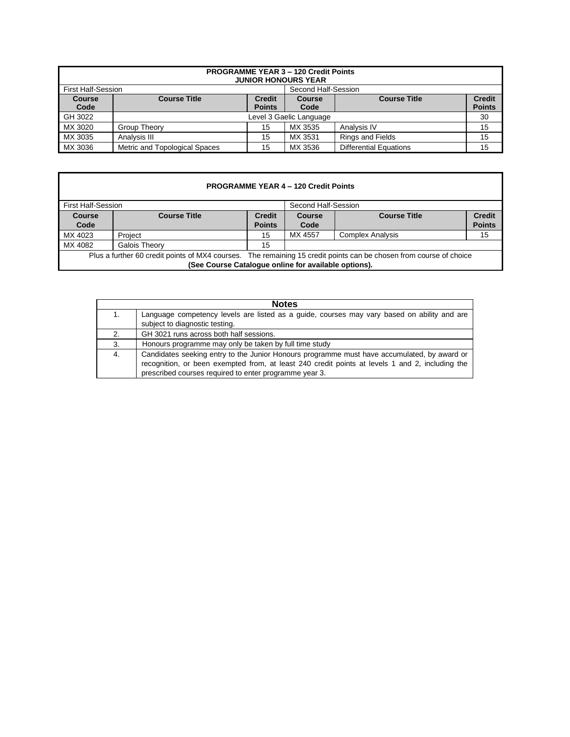| PROGRAMME YEAR 3 – 120 Credit Points<br>JUNIOR HONOURS YEAR | | | | | |
|---|---|---|---|---|---|
| First Half-Session | | | Second Half-Session | | |
| **Course Code** | **Course Title** | **Credit Points** | **Course Code** | **Course Title** | **Credit Points** |
| GH 3022 | Level 3 Gaelic Language | | | | 30 |
| MX 3020 | Group Theory | 15 | MX 3535 | Analysis IV | 15 |
| MX 3035 | Analysis III | 15 | MX 3531 | Rings and Fields | 15 |
| MX 3036 | Metric and Topological Spaces | 15 | MX 3536 | Differential Equations | 15 |

| PROGRAMME YEAR 4 – 120 Credit Points | | | | | |
|---|---|---|---|---|---|
| First Half-Session | | | Second Half-Session | | |
| **Course Code** | **Course Title** | **Credit Points** | **Course Code** | **Course Title** | **Credit Points** |
| MX 4023 | Project | 15 | MX 4557 | Complex Analysis | 15 |
| MX 4082 | Galois Theory | 15 | | | |
| Plus a further 60 credit points of MX4 courses. The remaining 15 credit points can be chosen from course of choice **(See Course Catalogue online for available options).** | | | | | |

| **Notes** | |
|---|---|
| 1. | Language competency levels are listed as a guide, courses may vary based on ability and are subject to diagnostic testing. |
| 2. | GH 3021 runs across both half sessions. |
| 3. | Honours programme may only be taken by full time study |
| 4. | Candidates seeking entry to the Junior Honours programme must have accumulated, by award or recognition, or been exempted from, at least 240 credit points at levels 1 and 2, including the prescribed courses required to enter programme year 3. |